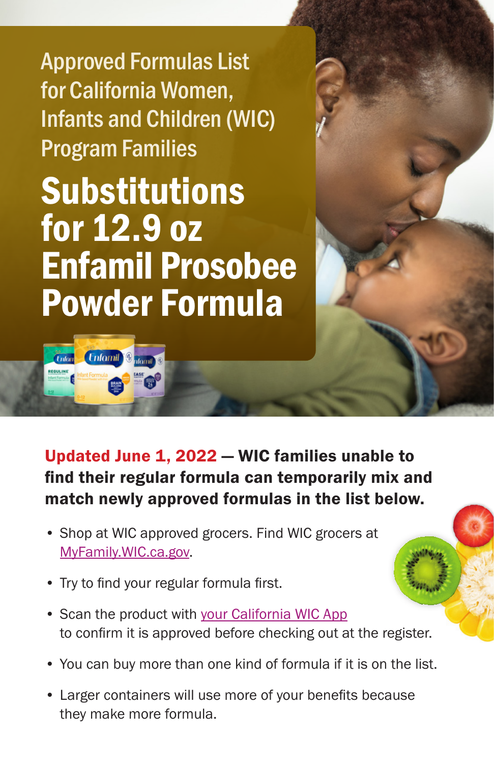Approved Formulas List for California Women, Infants and Children (WIC) Program Families

# Substitutions for 12.9 oz Enfamil Prosobee Powder Formula

**Updated June 1, 2022 — WIC families unable to find their regular formula can temporarily mix and match newly approved formulas in the list below.**

- Shop at WIC approved grocers. Find WIC grocers at [MyFamily.WIC.ca.gov](MyFamily.WIC.ca.gov).
- Try to find your regular formula first.
- Scan the product with [your California WIC App](your California WIC App) to confirm it is approved before checking out at the register.
- You can buy more than one kind of formula if it is on the list.
- Larger containers will use more of your benefits because they make more formula.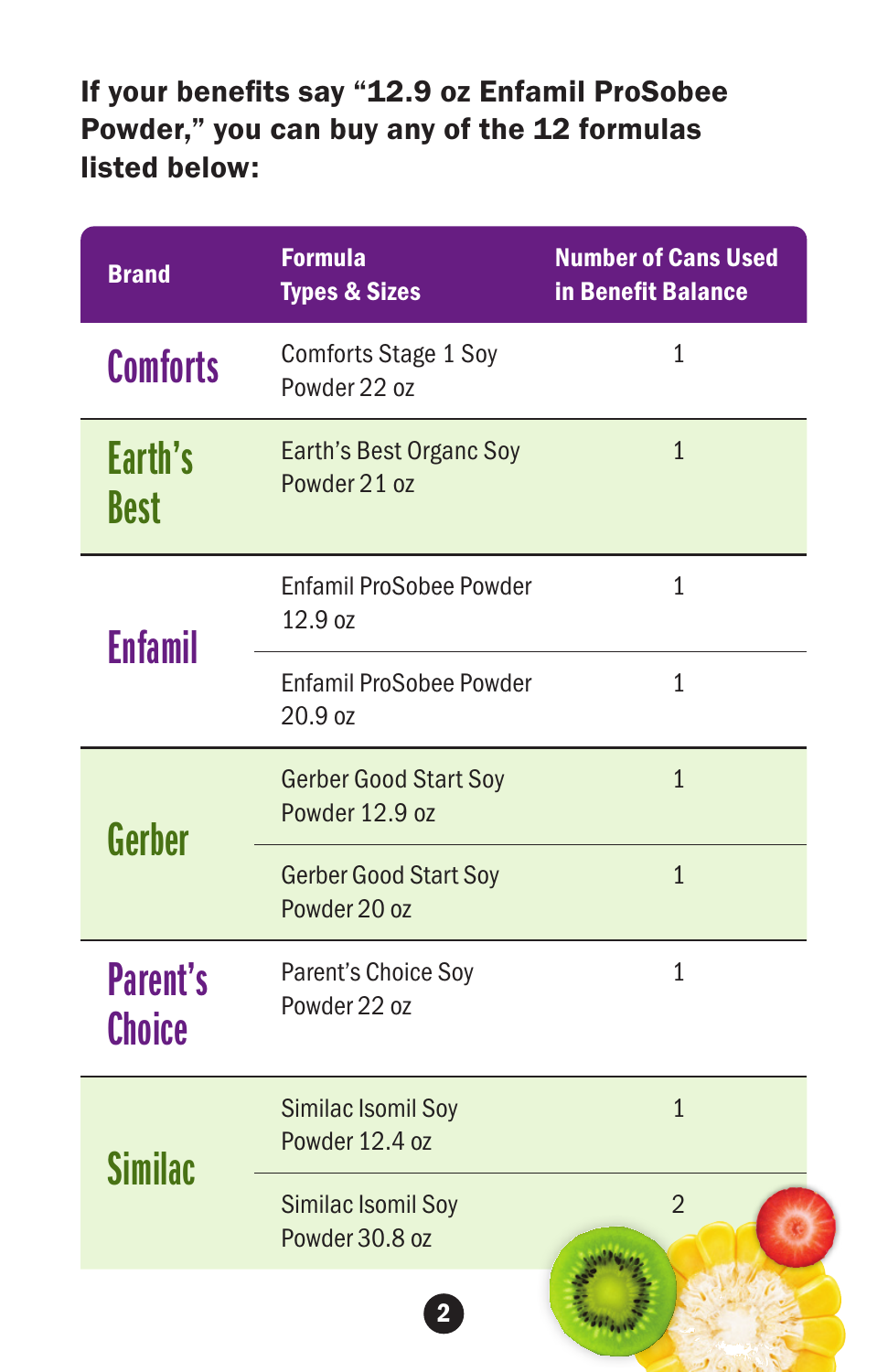**If your benefits say "12.9 oz Enfamil ProSobee Powder," you can buy any of the 12 formulas listed below:**

| Brand | Formula Types & Sizes | Number of Cans Used in Benefit Balance |
|---|---|---|
| Comforts | Comforts Stage 1 Soy Powder 22 oz | 1 |
| Earth's Best | Earth's Best Organc Soy Powder 21 oz | 1 |
| Enfamil | Enfamil ProSobee Powder 12.9 oz | 1 |
| | Enfamil ProSobee Powder 20.9 oz | 1 |
| Gerber | Gerber Good Start Soy Powder 12.9 oz | 1 |
| | Gerber Good Start Soy Powder 20 oz | 1 |
| Parent's Choice | Parent's Choice Soy Powder 22 oz | 1 |
| Similac | Similac Isomil Soy Powder 12.4 oz | 1 |
| | Similac Isomil Soy Powder 30.8 oz | 2 |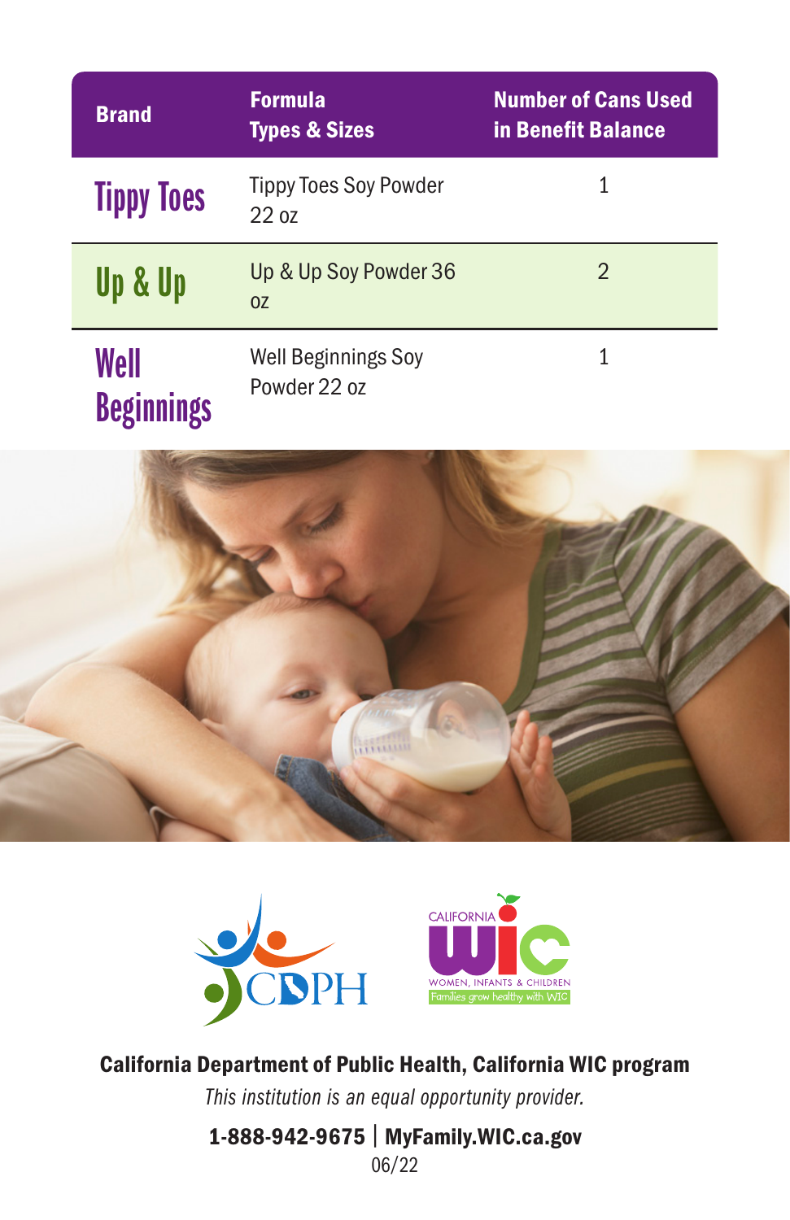| Brand | Formula Types & Sizes | Number of Cans Used in Benefit Balance |
| --- | --- | --- |
| Tippy Toes | Tippy Toes Soy Powder 22 oz | 1 |
| Up & Up | Up & Up Soy Powder 36 oz | 2 |
| Well Beginnings | Well Beginnings Soy Powder 22 oz | 1 |

CALIFORNIA WIC
WOMEN, INFANTS & CHILDREN
Families grow healthy with WIC

**California Department of Public Health, California WIC program**

*This institution is an equal opportunity provider.*

**1-888-942-9675 | MyFamily.WIC.ca.gov**

06/22